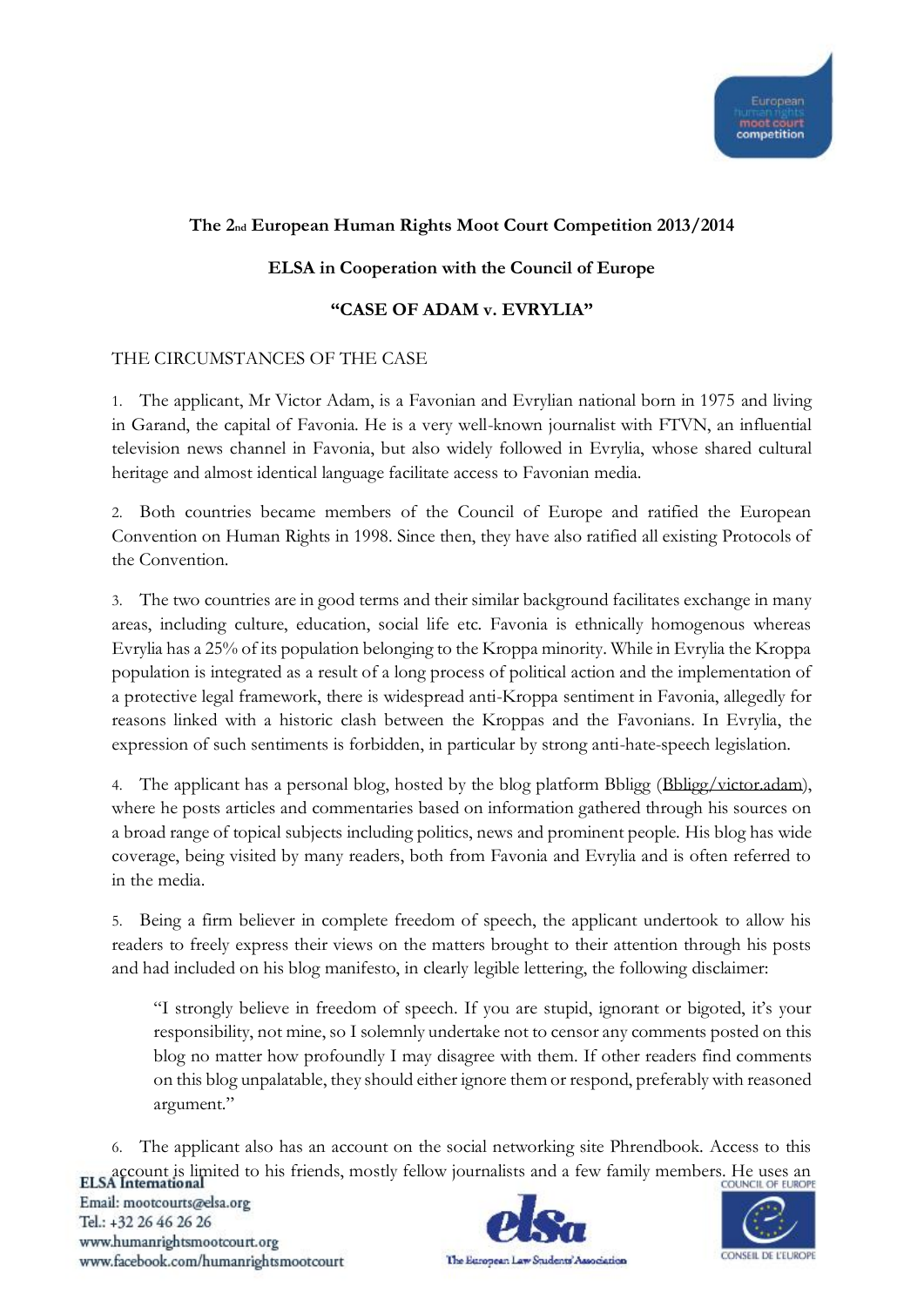**The 2nd European Human Rights Moot Court Competition 2013/2014**

**ELSA in Cooperation with the Council of Europe**

**"CASE OF ADAM v. EVRYLIA"**

THE CIRCUMSTANCES OF THE CASE

1. The applicant, Mr Victor Adam, is a Favonian and Evrylian national born in 1975 and living in Garand, the capital of Favonia. He is a very well-known journalist with FTVN, an influential television news channel in Favonia, but also widely followed in Evrylia, whose shared cultural heritage and almost identical language facilitate access to Favonian media.

2. Both countries became members of the Council of Europe and ratified the European Convention on Human Rights in 1998. Since then, they have also ratified all existing Protocols of the Convention.

3. The two countries are in good terms and their similar background facilitates exchange in many areas, including culture, education, social life etc. Favonia is ethnically homogenous whereas Evrylia has a 25% of its population belonging to the Kroppa minority. While in Evrylia the Kroppa population is integrated as a result of a long process of political action and the implementation of a protective legal framework, there is widespread anti-Kroppa sentiment in Favonia, allegedly for reasons linked with a historic clash between the Kroppas and the Favonians. In Evrylia, the expression of such sentiments is forbidden, in particular by strong anti-hate-speech legislation.

4. The applicant has a personal blog, hosted by the blog platform Bbligg (Bbligg/victor.adam), where he posts articles and commentaries based on information gathered through his sources on a broad range of topical subjects including politics, news and prominent people. His blog has wide coverage, being visited by many readers, both from Favonia and Evrylia and is often referred to in the media.

5. Being a firm believer in complete freedom of speech, the applicant undertook to allow his readers to freely express their views on the matters brought to their attention through his posts and had included on his blog manifesto, in clearly legible lettering, the following disclaimer:

> "I strongly believe in freedom of speech. If you are stupid, ignorant or bigoted, it's your responsibility, not mine, so I solemnly undertake not to censor any comments posted on this blog no matter how profoundly I may disagree with them. If other readers find comments on this blog unpalatable, they should either ignore them or respond, preferably with reasoned argument."

6. The applicant also has an account on the social networking site Phrendbook. Access to this account is limited to his friends, mostly fellow journalists and a few family members. He uses an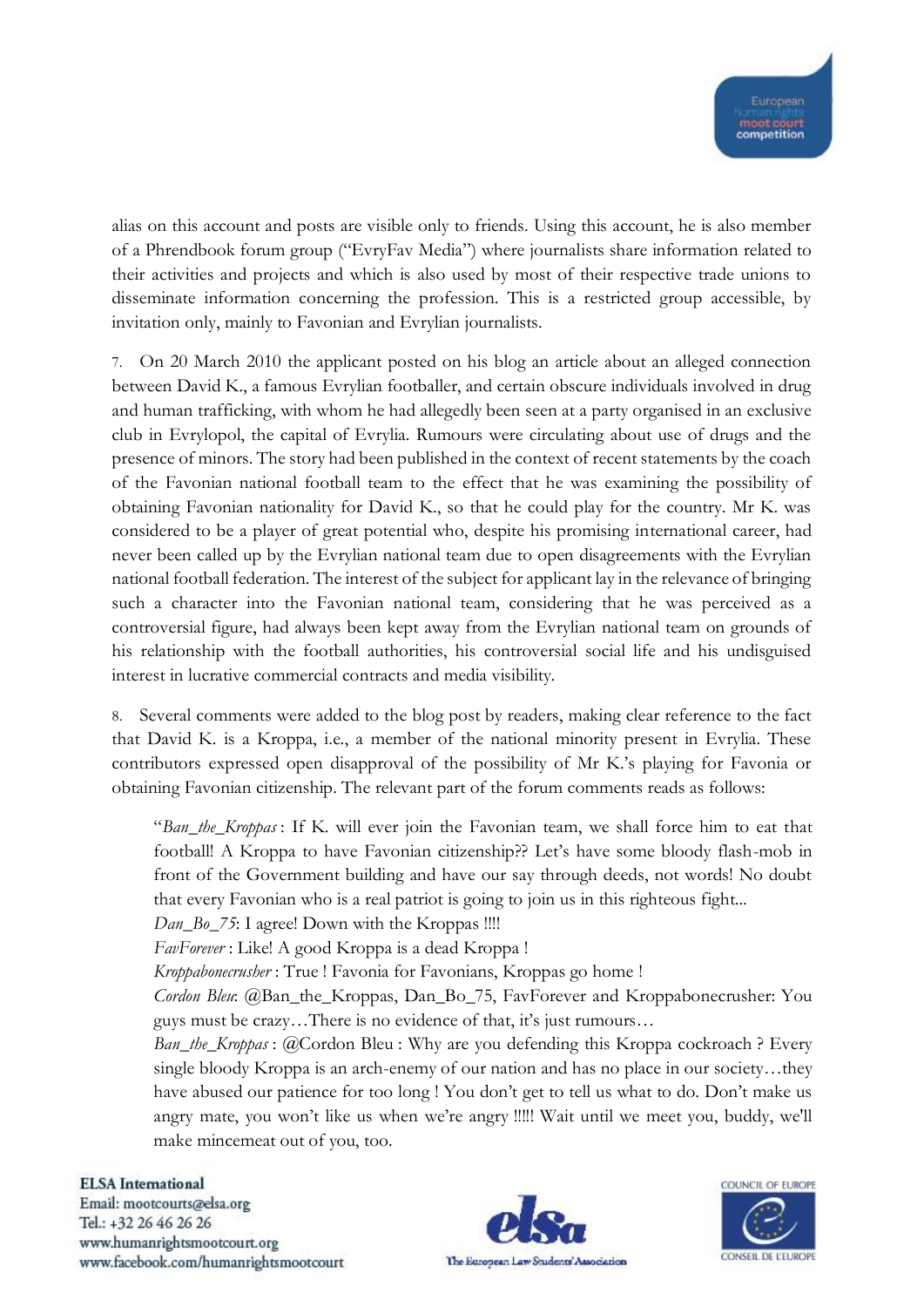alias on this account and posts are visible only to friends. Using this account, he is also member of a Phrendbook forum group ("EvryFav Media") where journalists share information related to their activities and projects and which is also used by most of their respective trade unions to disseminate information concerning the profession. This is a restricted group accessible, by invitation only, mainly to Favonian and Evrylian journalists.

7. On 20 March 2010 the applicant posted on his blog an article about an alleged connection between David K., a famous Evrylian footballer, and certain obscure individuals involved in drug and human trafficking, with whom he had allegedly been seen at a party organised in an exclusive club in Evrylopol, the capital of Evrylia. Rumours were circulating about use of drugs and the presence of minors. The story had been published in the context of recent statements by the coach of the Favonian national football team to the effect that he was examining the possibility of obtaining Favonian nationality for David K., so that he could play for the country. Mr K. was considered to be a player of great potential who, despite his promising international career, had never been called up by the Evrylian national team due to open disagreements with the Evrylian national football federation. The interest of the subject for applicant lay in the relevance of bringing such a character into the Favonian national team, considering that he was perceived as a controversial figure, had always been kept away from the Evrylian national team on grounds of his relationship with the football authorities, his controversial social life and his undisguised interest in lucrative commercial contracts and media visibility.

8. Several comments were added to the blog post by readers, making clear reference to the fact that David K. is a Kroppa, i.e., a member of the national minority present in Evrylia. These contributors expressed open disapproval of the possibility of Mr K.'s playing for Favonia or obtaining Favonian citizenship. The relevant part of the forum comments reads as follows:

> "*Ban_the_Kroppas* : If K. will ever join the Favonian team, we shall force him to eat that football! A Kroppa to have Favonian citizenship?? Let's have some bloody flash-mob in front of the Government building and have our say through deeds, not words! No doubt that every Favonian who is a real patriot is going to join us in this righteous fight...
>
> *Dan_Bo_75*: I agree! Down with the Kroppas !!!!
>
> *FavForever* : Like! A good Kroppa is a dead Kroppa !
>
> *Kroppabonecrusher* : True ! Favonia for Favonians, Kroppas go home !
>
> *Cordon Bleu*: @Ban_the_Kroppas, Dan_Bo_75, FavForever and Kroppabonecrusher: You guys must be crazy…There is no evidence of that, it's just rumours…
>
> *Ban_the_Kroppas* : @Cordon Bleu : Why are you defending this Kroppa cockroach ? Every single bloody Kroppa is an arch-enemy of our nation and has no place in our society…they have abused our patience for too long ! You don't get to tell us what to do. Don't make us angry mate, you won't like us when we're angry !!!!! Wait until we meet you, buddy, we'll make mincemeat out of you, too.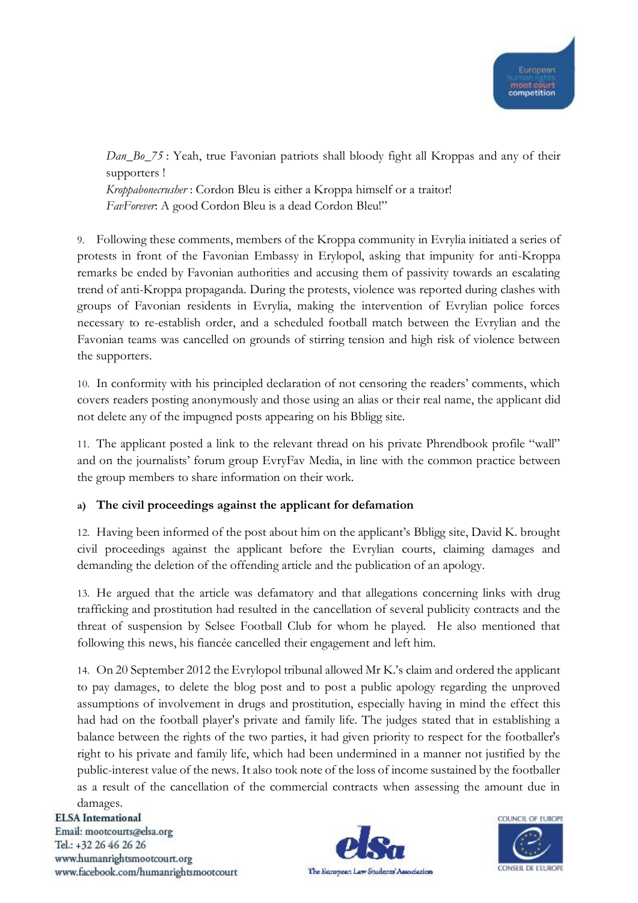*Dan_Bo_75* : Yeah, true Favonian patriots shall bloody fight all Kroppas and any of their supporters !
*Kroppabonecrusher* : Cordon Bleu is either a Kroppa himself or a traitor!
*FavForever*: A good Cordon Bleu is a dead Cordon Bleu!"

9. Following these comments, members of the Kroppa community in Evrylia initiated a series of protests in front of the Favonian Embassy in Erylopol, asking that impunity for anti-Kroppa remarks be ended by Favonian authorities and accusing them of passivity towards an escalating trend of anti-Kroppa propaganda. During the protests, violence was reported during clashes with groups of Favonian residents in Evrylia, making the intervention of Evrylian police forces necessary to re-establish order, and a scheduled football match between the Evrylian and the Favonian teams was cancelled on grounds of stirring tension and high risk of violence between the supporters.

10. In conformity with his principled declaration of not censoring the readers' comments, which covers readers posting anonymously and those using an alias or their real name, the applicant did not delete any of the impugned posts appearing on his Bbligg site.

11. The applicant posted a link to the relevant thread on his private Phrendbook profile "wall" and on the journalists' forum group EvryFav Media, in line with the common practice between the group members to share information on their work.

### a) The civil proceedings against the applicant for defamation

12. Having been informed of the post about him on the applicant's Bbligg site, David K. brought civil proceedings against the applicant before the Evrylian courts, claiming damages and demanding the deletion of the offending article and the publication of an apology.

13. He argued that the article was defamatory and that allegations concerning links with drug trafficking and prostitution had resulted in the cancellation of several publicity contracts and the threat of suspension by Selsee Football Club for whom he played. He also mentioned that following this news, his fiancée cancelled their engagement and left him.

14. On 20 September 2012 the Evrylopol tribunal allowed Mr K.'s claim and ordered the applicant to pay damages, to delete the blog post and to post a public apology regarding the unproved assumptions of involvement in drugs and prostitution, especially having in mind the effect this had had on the football player's private and family life. The judges stated that in establishing a balance between the rights of the two parties, it had given priority to respect for the footballer's right to his private and family life, which had been undermined in a manner not justified by the public-interest value of the news. It also took note of the loss of income sustained by the footballer as a result of the cancellation of the commercial contracts when assessing the amount due in damages.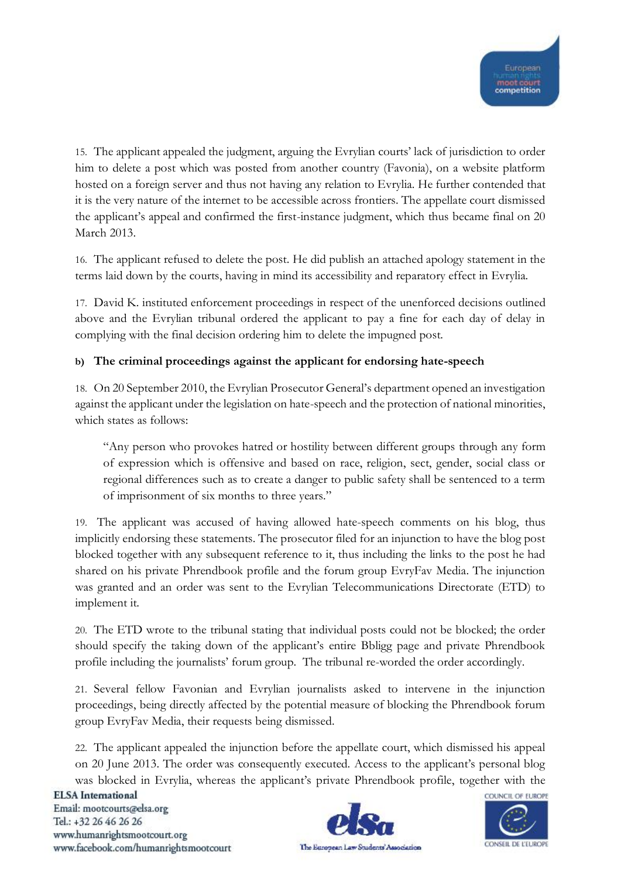15. The applicant appealed the judgment, arguing the Evrylian courts' lack of jurisdiction to order him to delete a post which was posted from another country (Favonia), on a website platform hosted on a foreign server and thus not having any relation to Evrylia. He further contended that it is the very nature of the internet to be accessible across frontiers. The appellate court dismissed the applicant's appeal and confirmed the first-instance judgment, which thus became final on 20 March 2013.

16. The applicant refused to delete the post. He did publish an attached apology statement in the terms laid down by the courts, having in mind its accessibility and reparatory effect in Evrylia.

17. David K. instituted enforcement proceedings in respect of the unenforced decisions outlined above and the Evrylian tribunal ordered the applicant to pay a fine for each day of delay in complying with the final decision ordering him to delete the impugned post.

### b) The criminal proceedings against the applicant for endorsing hate-speech

18. On 20 September 2010, the Evrylian Prosecutor General's department opened an investigation against the applicant under the legislation on hate-speech and the protection of national minorities, which states as follows:

> "Any person who provokes hatred or hostility between different groups through any form of expression which is offensive and based on race, religion, sect, gender, social class or regional differences such as to create a danger to public safety shall be sentenced to a term of imprisonment of six months to three years."

19. The applicant was accused of having allowed hate-speech comments on his blog, thus implicitly endorsing these statements. The prosecutor filed for an injunction to have the blog post blocked together with any subsequent reference to it, thus including the links to the post he had shared on his private Phrendbook profile and the forum group EvryFav Media. The injunction was granted and an order was sent to the Evrylian Telecommunications Directorate (ETD) to implement it.

20. The ETD wrote to the tribunal stating that individual posts could not be blocked; the order should specify the taking down of the applicant's entire Bbligg page and private Phrendbook profile including the journalists' forum group. The tribunal re-worded the order accordingly.

21. Several fellow Favonian and Evrylian journalists asked to intervene in the injunction proceedings, being directly affected by the potential measure of blocking the Phrendbook forum group EvryFav Media, their requests being dismissed.

22. The applicant appealed the injunction before the appellate court, which dismissed his appeal on 20 June 2013. The order was consequently executed. Access to the applicant's personal blog was blocked in Evrylia, whereas the applicant's private Phrendbook profile, together with the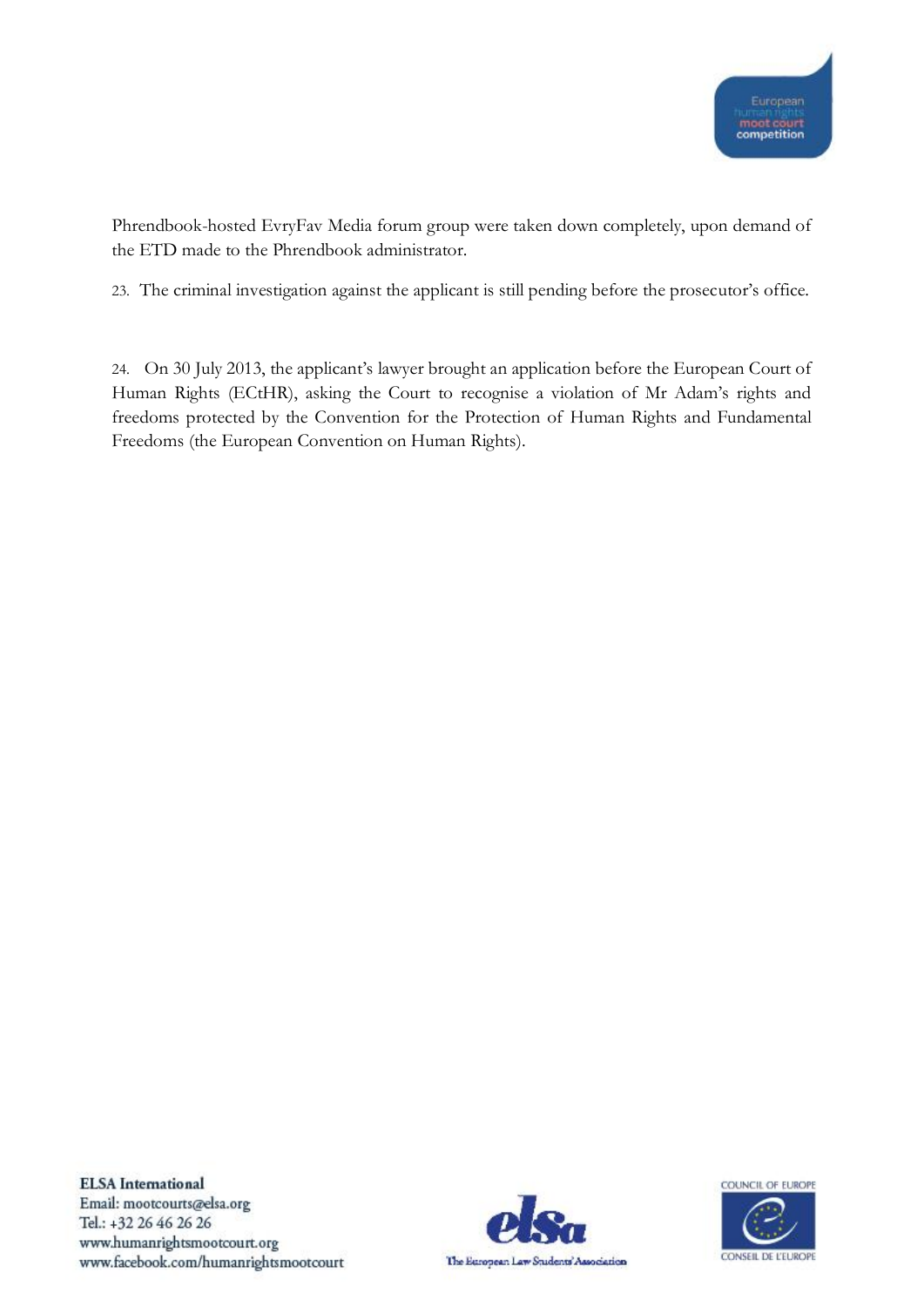Phrendbook-hosted EvryFav Media forum group were taken down completely, upon demand of the ETD made to the Phrendbook administrator.

23. The criminal investigation against the applicant is still pending before the prosecutor's office.

24. On 30 July 2013, the applicant's lawyer brought an application before the European Court of Human Rights (ECtHR), asking the Court to recognise a violation of Mr Adam's rights and freedoms protected by the Convention for the Protection of Human Rights and Fundamental Freedoms (the European Convention on Human Rights).